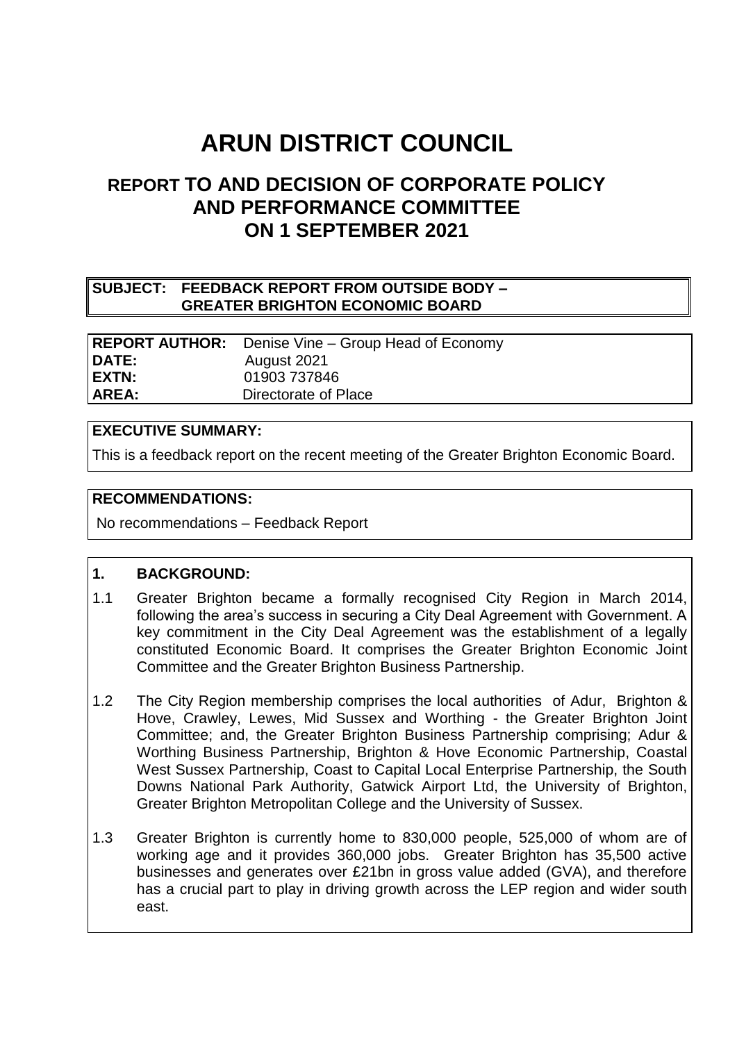# ARUN DISTRICT COUNCIL

## REPORT TO AND DECISION OF CORPORATE POLICY AND PERFORMANCE COMMITTEE ON 1 SEPTEMBER 2021

**SUBJECT: FEEDBACK REPORT FROM OUTSIDE BODY – GREATER BRIGHTON ECONOMIC BOARD**

| | |
|---|---|
| **REPORT AUTHOR:** | Denise Vine – Group Head of Economy |
| **DATE:** | August 2021 |
| **EXTN:** | 01903 737846 |
| **AREA:** | Directorate of Place |

**EXECUTIVE SUMMARY:**

This is a feedback report on the recent meeting of the Greater Brighton Economic Board.

**RECOMMENDATIONS:**

No recommendations – Feedback Report

**1. BACKGROUND:**

1.1 Greater Brighton became a formally recognised City Region in March 2014, following the area's success in securing a City Deal Agreement with Government. A key commitment in the City Deal Agreement was the establishment of a legally constituted Economic Board. It comprises the Greater Brighton Economic Joint Committee and the Greater Brighton Business Partnership.

1.2 The City Region membership comprises the local authorities of Adur, Brighton & Hove, Crawley, Lewes, Mid Sussex and Worthing - the Greater Brighton Joint Committee; and, the Greater Brighton Business Partnership comprising; Adur & Worthing Business Partnership, Brighton & Hove Economic Partnership, Coastal West Sussex Partnership, Coast to Capital Local Enterprise Partnership, the South Downs National Park Authority, Gatwick Airport Ltd, the University of Brighton, Greater Brighton Metropolitan College and the University of Sussex.

1.3 Greater Brighton is currently home to 830,000 people, 525,000 of whom are of working age and it provides 360,000 jobs. Greater Brighton has 35,500 active businesses and generates over £21bn in gross value added (GVA), and therefore has a crucial part to play in driving growth across the LEP region and wider south east.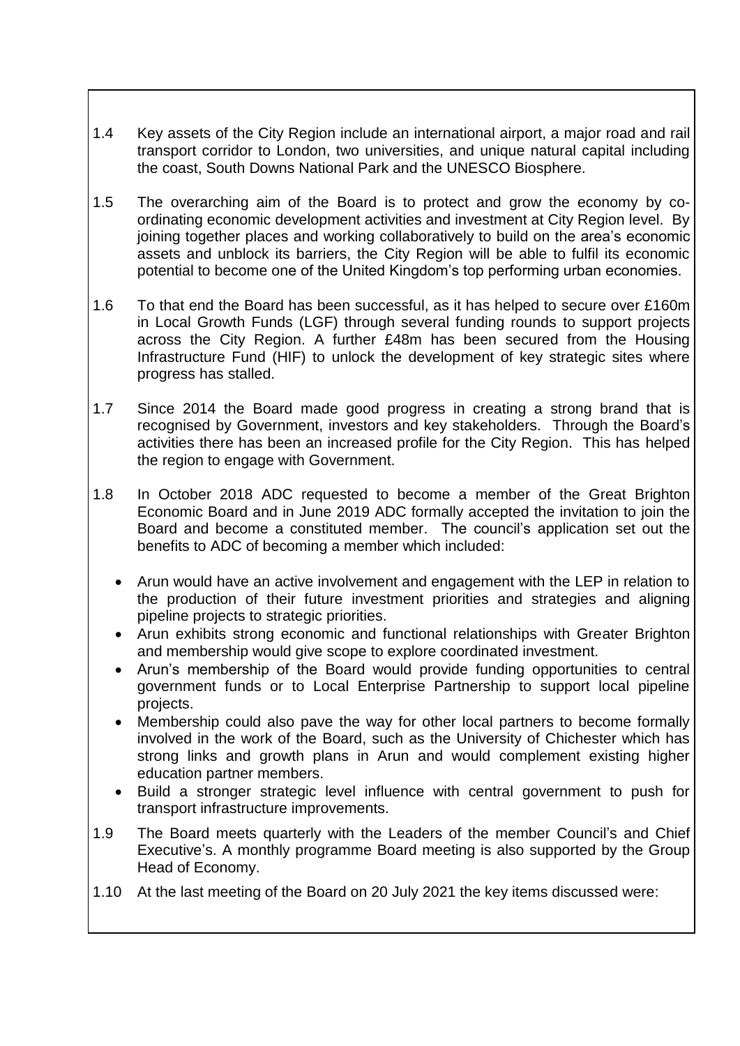1.4 Key assets of the City Region include an international airport, a major road and rail transport corridor to London, two universities, and unique natural capital including the coast, South Downs National Park and the UNESCO Biosphere.

1.5 The overarching aim of the Board is to protect and grow the economy by co-ordinating economic development activities and investment at City Region level. By joining together places and working collaboratively to build on the area's economic assets and unblock its barriers, the City Region will be able to fulfil its economic potential to become one of the United Kingdom's top performing urban economies.

1.6 To that end the Board has been successful, as it has helped to secure over £160m in Local Growth Funds (LGF) through several funding rounds to support projects across the City Region. A further £48m has been secured from the Housing Infrastructure Fund (HIF) to unlock the development of key strategic sites where progress has stalled.

1.7 Since 2014 the Board made good progress in creating a strong brand that is recognised by Government, investors and key stakeholders. Through the Board's activities there has been an increased profile for the City Region. This has helped the region to engage with Government.

1.8 In October 2018 ADC requested to become a member of the Great Brighton Economic Board and in June 2019 ADC formally accepted the invitation to join the Board and become a constituted member. The council's application set out the benefits to ADC of becoming a member which included:

- Arun would have an active involvement and engagement with the LEP in relation to the production of their future investment priorities and strategies and aligning pipeline projects to strategic priorities.
- Arun exhibits strong economic and functional relationships with Greater Brighton and membership would give scope to explore coordinated investment.
- Arun's membership of the Board would provide funding opportunities to central government funds or to Local Enterprise Partnership to support local pipeline projects.
- Membership could also pave the way for other local partners to become formally involved in the work of the Board, such as the University of Chichester which has strong links and growth plans in Arun and would complement existing higher education partner members.
- Build a stronger strategic level influence with central government to push for transport infrastructure improvements.

1.9 The Board meets quarterly with the Leaders of the member Council's and Chief Executive's. A monthly programme Board meeting is also supported by the Group Head of Economy.

1.10 At the last meeting of the Board on 20 July 2021 the key items discussed were: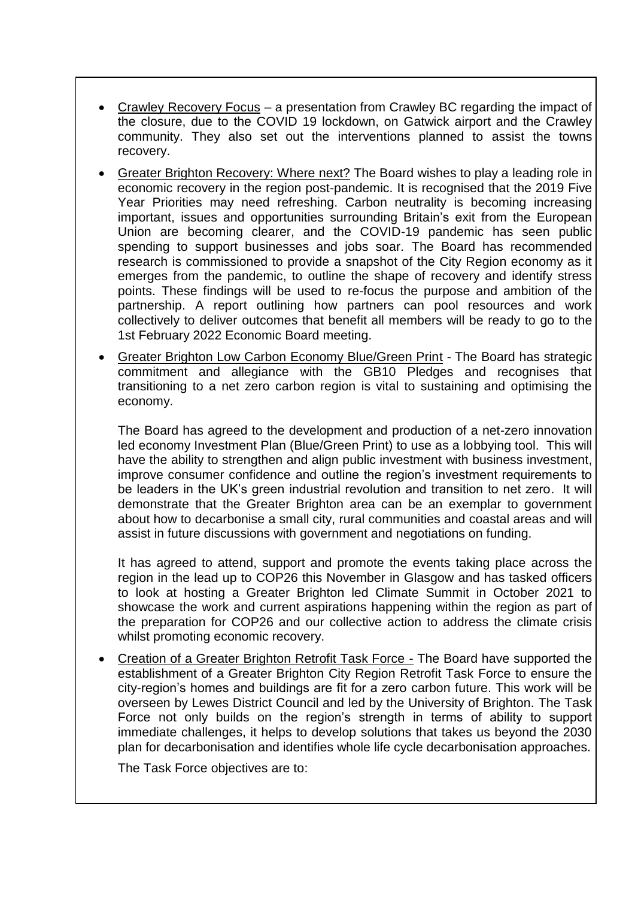- Crawley Recovery Focus – a presentation from Crawley BC regarding the impact of the closure, due to the COVID 19 lockdown, on Gatwick airport and the Crawley community. They also set out the interventions planned to assist the towns recovery.

- Greater Brighton Recovery: Where next? The Board wishes to play a leading role in economic recovery in the region post-pandemic. It is recognised that the 2019 Five Year Priorities may need refreshing. Carbon neutrality is becoming increasing important, issues and opportunities surrounding Britain's exit from the European Union are becoming clearer, and the COVID-19 pandemic has seen public spending to support businesses and jobs soar. The Board has recommended research is commissioned to provide a snapshot of the City Region economy as it emerges from the pandemic, to outline the shape of recovery and identify stress points. These findings will be used to re-focus the purpose and ambition of the partnership. A report outlining how partners can pool resources and work collectively to deliver outcomes that benefit all members will be ready to go to the 1st February 2022 Economic Board meeting.

- Greater Brighton Low Carbon Economy Blue/Green Print - The Board has strategic commitment and allegiance with the GB10 Pledges and recognises that transitioning to a net zero carbon region is vital to sustaining and optimising the economy.

  The Board has agreed to the development and production of a net-zero innovation led economy Investment Plan (Blue/Green Print) to use as a lobbying tool. This will have the ability to strengthen and align public investment with business investment, improve consumer confidence and outline the region's investment requirements to be leaders in the UK's green industrial revolution and transition to net zero. It will demonstrate that the Greater Brighton area can be an exemplar to government about how to decarbonise a small city, rural communities and coastal areas and will assist in future discussions with government and negotiations on funding.

  It has agreed to attend, support and promote the events taking place across the region in the lead up to COP26 this November in Glasgow and has tasked officers to look at hosting a Greater Brighton led Climate Summit in October 2021 to showcase the work and current aspirations happening within the region as part of the preparation for COP26 and our collective action to address the climate crisis whilst promoting economic recovery.

- Creation of a Greater Brighton Retrofit Task Force - The Board have supported the establishment of a Greater Brighton City Region Retrofit Task Force to ensure the city-region's homes and buildings are fit for a zero carbon future. This work will be overseen by Lewes District Council and led by the University of Brighton. The Task Force not only builds on the region's strength in terms of ability to support immediate challenges, it helps to develop solutions that takes us beyond the 2030 plan for decarbonisation and identifies whole life cycle decarbonisation approaches.

  The Task Force objectives are to: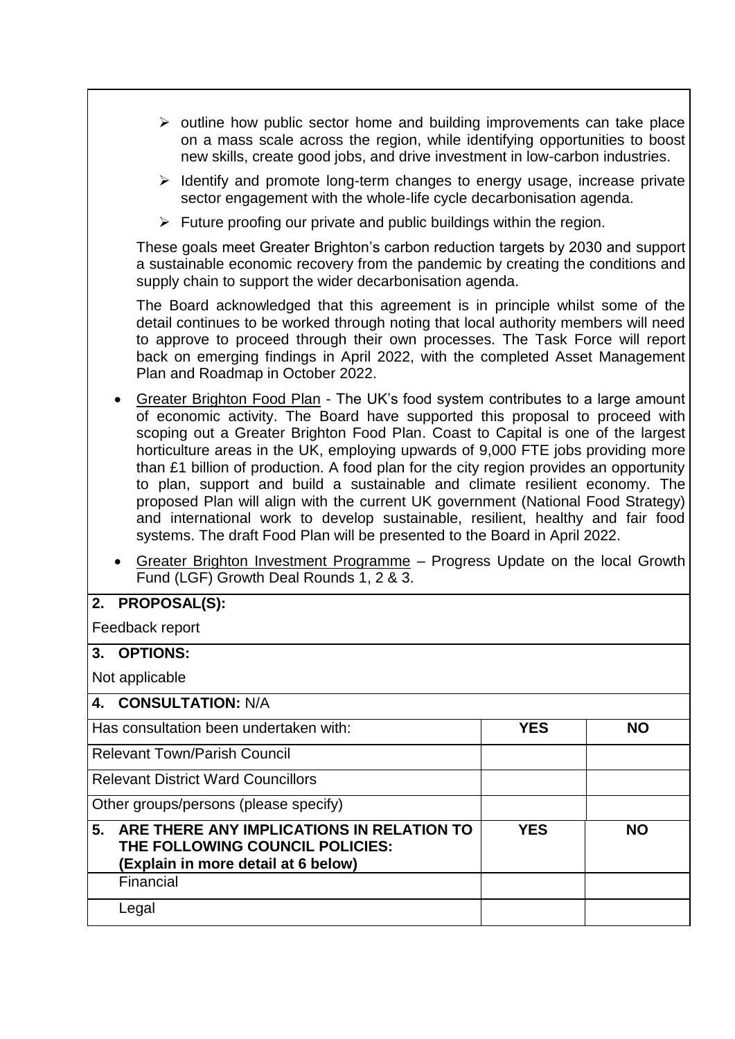- outline how public sector home and building improvements can take place on a mass scale across the region, while identifying opportunities to boost new skills, create good jobs, and drive investment in low-carbon industries.
- Identify and promote long-term changes to energy usage, increase private sector engagement with the whole-life cycle decarbonisation agenda.
- Future proofing our private and public buildings within the region.

These goals meet Greater Brighton's carbon reduction targets by 2030 and support a sustainable economic recovery from the pandemic by creating the conditions and supply chain to support the wider decarbonisation agenda.

The Board acknowledged that this agreement is in principle whilst some of the detail continues to be worked through noting that local authority members will need to approve to proceed through their own processes. The Task Force will report back on emerging findings in April 2022, with the completed Asset Management Plan and Roadmap in October 2022.

- Greater Brighton Food Plan - The UK's food system contributes to a large amount of economic activity. The Board have supported this proposal to proceed with scoping out a Greater Brighton Food Plan. Coast to Capital is one of the largest horticulture areas in the UK, employing upwards of 9,000 FTE jobs providing more than £1 billion of production. A food plan for the city region provides an opportunity to plan, support and build a sustainable and climate resilient economy. The proposed Plan will align with the current UK government (National Food Strategy) and international work to develop sustainable, resilient, healthy and fair food systems. The draft Food Plan will be presented to the Board in April 2022.
- Greater Brighton Investment Programme – Progress Update on the local Growth Fund (LGF) Growth Deal Rounds 1, 2 & 3.

**2. PROPOSAL(S):**

Feedback report

**3. OPTIONS:**

Not applicable

**4. CONSULTATION:** N/A

| Has consultation been undertaken with: | **YES** | **NO** |
|---|---|---|
| Relevant Town/Parish Council | | |
| Relevant District Ward Councillors | | |
| Other groups/persons (please specify) | | |

| **5. ARE THERE ANY IMPLICATIONS IN RELATION TO THE FOLLOWING COUNCIL POLICIES: (Explain in more detail at 6 below)** | **YES** | **NO** |
|---|---|---|
| Financial | | |
| Legal | | |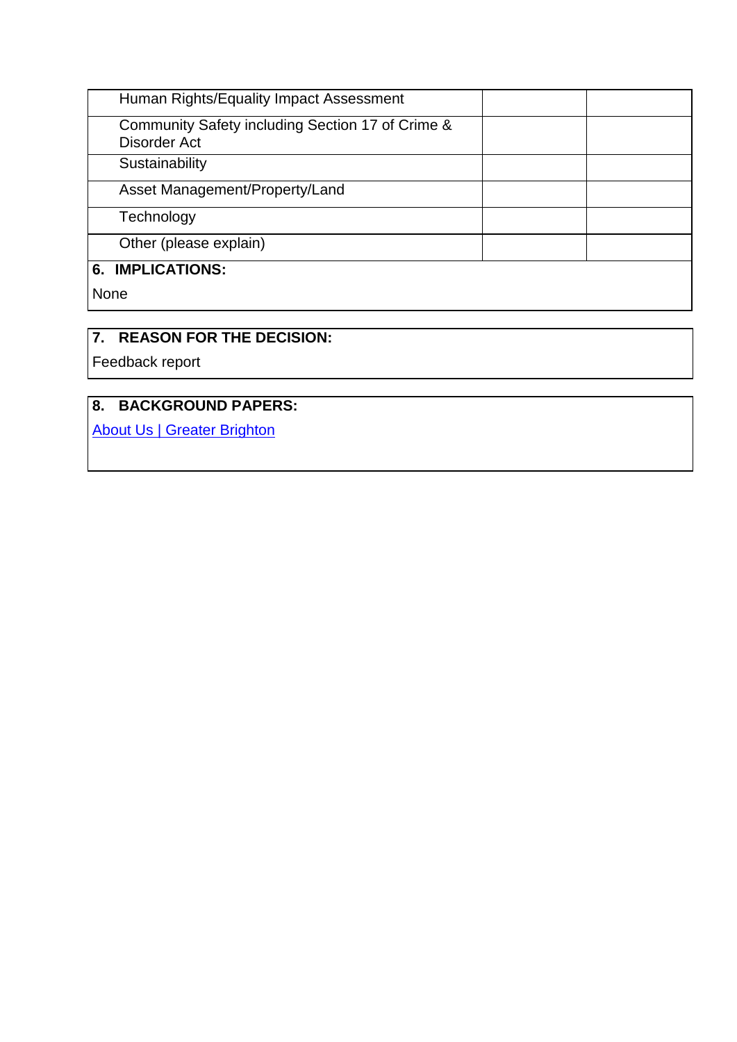| | | |
|---|---|---|
| Human Rights/Equality Impact Assessment | | |
| Community Safety including Section 17 of Crime & Disorder Act | | |
| Sustainability | | |
| Asset Management/Property/Land | | |
| Technology | | |
| Other (please explain) | | |

**6. IMPLICATIONS:**

None

**7. REASON FOR THE DECISION:**

Feedback report

**8. BACKGROUND PAPERS:**

About Us | Greater Brighton